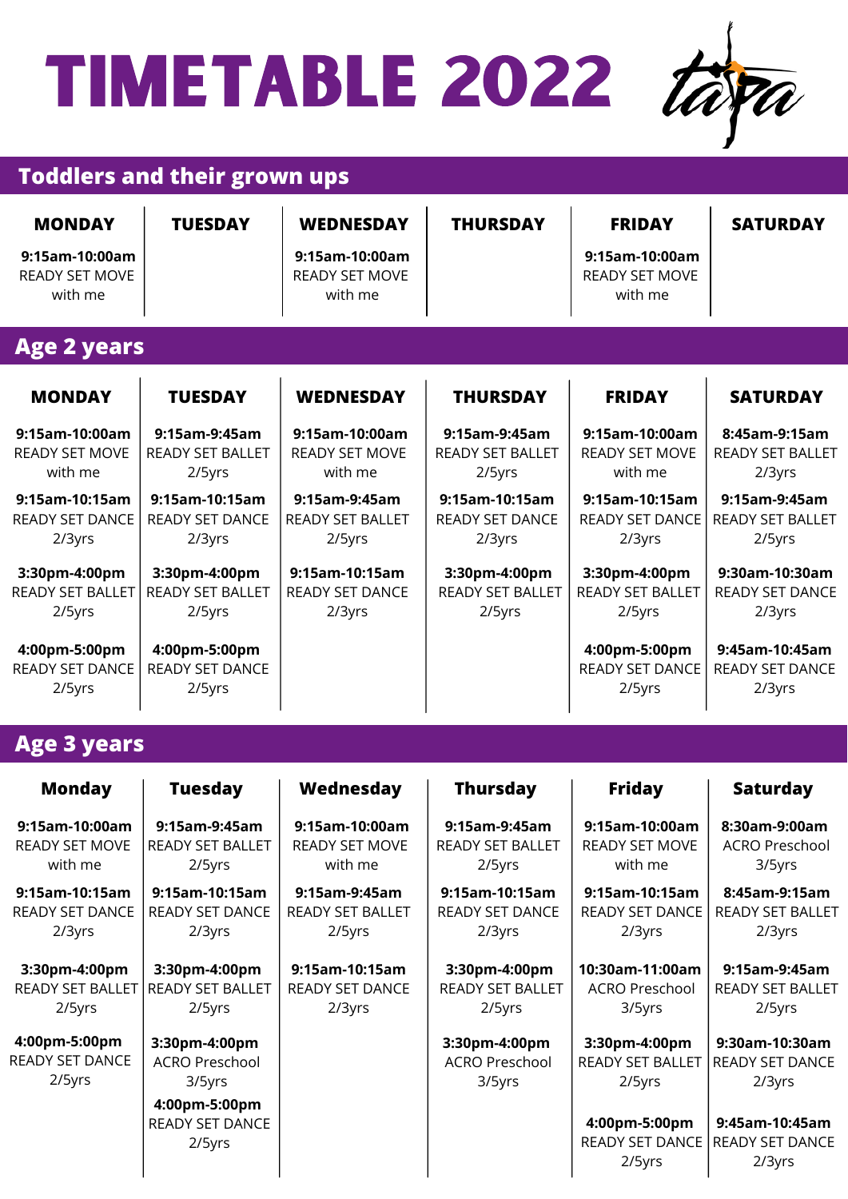# TIMETABLE 2022

## Toddlers and their grown ups

| MONDAY | TUESDAY | WEDNESDAY | THURSDAY | FRIDAY | SATURDAY |
|---|---|---|---|---|---|
| **9:15am-10:00am** READY SET MOVE with me | | **9:15am-10:00am** READY SET MOVE with me | | **9:15am-10:00am** READY SET MOVE with me | |

## Age 2 years

| MONDAY | TUESDAY | WEDNESDAY | THURSDAY | FRIDAY | SATURDAY |
|---|---|---|---|---|---|
| **9:15am-10:00am** READY SET MOVE with me | **9:15am-9:45am** READY SET BALLET 2/5yrs | **9:15am-10:00am** READY SET MOVE with me | **9:15am-9:45am** READY SET BALLET 2/5yrs | **9:15am-10:00am** READY SET MOVE with me | **8:45am-9:15am** READY SET BALLET 2/3yrs |
| **9:15am-10:15am** READY SET DANCE 2/3yrs | **9:15am-10:15am** READY SET DANCE 2/3yrs | **9:15am-9:45am** READY SET BALLET 2/5yrs | **9:15am-10:15am** READY SET DANCE 2/3yrs | **9:15am-10:15am** READY SET DANCE 2/3yrs | **9:15am-9:45am** READY SET BALLET 2/5yrs |
| **3:30pm-4:00pm** READY SET BALLET 2/5yrs | **3:30pm-4:00pm** READY SET BALLET 2/5yrs | **9:15am-10:15am** READY SET DANCE 2/3yrs | **3:30pm-4:00pm** READY SET BALLET 2/5yrs | **3:30pm-4:00pm** READY SET BALLET 2/5yrs | **9:30am-10:30am** READY SET DANCE 2/3yrs |
| **4:00pm-5:00pm** READY SET DANCE 2/5yrs | **4:00pm-5:00pm** READY SET DANCE 2/5yrs | | | **4:00pm-5:00pm** READY SET DANCE 2/5yrs | **9:45am-10:45am** READY SET DANCE 2/3yrs |

## Age 3 years

| Monday | Tuesday | Wednesday | Thursday | Friday | Saturday |
|---|---|---|---|---|---|
| **9:15am-10:00am** READY SET MOVE with me | **9:15am-9:45am** READY SET BALLET 2/5yrs | **9:15am-10:00am** READY SET MOVE with me | **9:15am-9:45am** READY SET BALLET 2/5yrs | **9:15am-10:00am** READY SET MOVE with me | **8:30am-9:00am** ACRO Preschool 3/5yrs |
| **9:15am-10:15am** READY SET DANCE 2/3yrs | **9:15am-10:15am** READY SET DANCE 2/3yrs | **9:15am-9:45am** READY SET BALLET 2/5yrs | **9:15am-10:15am** READY SET DANCE 2/3yrs | **9:15am-10:15am** READY SET DANCE 2/3yrs | **8:45am-9:15am** READY SET BALLET 2/3yrs |
| **3:30pm-4:00pm** READY SET BALLET 2/5yrs | **3:30pm-4:00pm** READY SET BALLET 2/5yrs | **9:15am-10:15am** READY SET DANCE 2/3yrs | **3:30pm-4:00pm** READY SET BALLET 2/5yrs | **10:30am-11:00am** ACRO Preschool 3/5yrs | **9:15am-9:45am** READY SET BALLET 2/5yrs |
| **4:00pm-5:00pm** READY SET DANCE 2/5yrs | **3:30pm-4:00pm** ACRO Preschool 3/5yrs | | **3:30pm-4:00pm** ACRO Preschool 3/5yrs | **3:30pm-4:00pm** READY SET BALLET 2/5yrs | **9:30am-10:30am** READY SET DANCE 2/3yrs |
| | **4:00pm-5:00pm** READY SET DANCE 2/5yrs | | | **4:00pm-5:00pm** READY SET DANCE 2/5yrs | **9:45am-10:45am** READY SET DANCE 2/3yrs |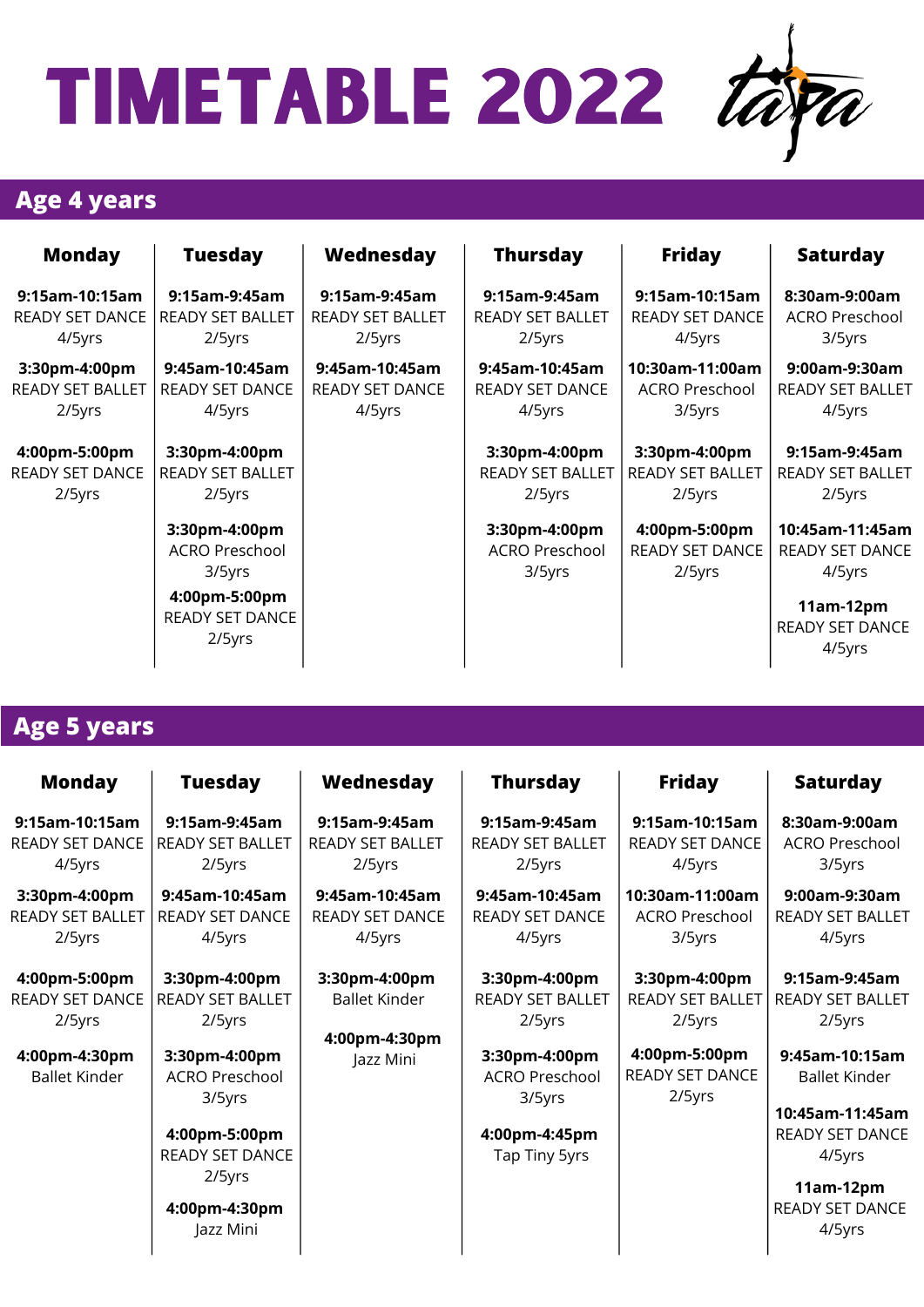# TIMETABLE 2022

## Age 4 years

| Monday | Tuesday | Wednesday | Thursday | Friday | Saturday |
|---|---|---|---|---|---|
| **9:15am-10:15am** READY SET DANCE 4/5yrs | **9:15am-9:45am** READY SET BALLET 2/5yrs | **9:15am-9:45am** READY SET BALLET 2/5yrs | **9:15am-9:45am** READY SET BALLET 2/5yrs | **9:15am-10:15am** READY SET DANCE 4/5yrs | **8:30am-9:00am** ACRO Preschool 3/5yrs |
| **3:30pm-4:00pm** READY SET BALLET 2/5yrs | **9:45am-10:45am** READY SET DANCE 4/5yrs | **9:45am-10:45am** READY SET DANCE 4/5yrs | **9:45am-10:45am** READY SET DANCE 4/5yrs | **10:30am-11:00am** ACRO Preschool 3/5yrs | **9:00am-9:30am** READY SET BALLET 4/5yrs |
| **4:00pm-5:00pm** READY SET DANCE 2/5yrs | **3:30pm-4:00pm** READY SET BALLET 2/5yrs | | **3:30pm-4:00pm** READY SET BALLET 2/5yrs | **3:30pm-4:00pm** READY SET BALLET 2/5yrs | **9:15am-9:45am** READY SET BALLET 2/5yrs |
| | **3:30pm-4:00pm** ACRO Preschool 3/5yrs | | **3:30pm-4:00pm** ACRO Preschool 3/5yrs | **4:00pm-5:00pm** READY SET DANCE 2/5yrs | **10:45am-11:45am** READY SET DANCE 4/5yrs |
| | **4:00pm-5:00pm** READY SET DANCE 2/5yrs | | | | **11am-12pm** READY SET DANCE 4/5yrs |

## Age 5 years

| Monday | Tuesday | Wednesday | Thursday | Friday | Saturday |
|---|---|---|---|---|---|
| **9:15am-10:15am** READY SET DANCE 4/5yrs | **9:15am-9:45am** READY SET BALLET 2/5yrs | **9:15am-9:45am** READY SET BALLET 2/5yrs | **9:15am-9:45am** READY SET BALLET 2/5yrs | **9:15am-10:15am** READY SET DANCE 4/5yrs | **8:30am-9:00am** ACRO Preschool 3/5yrs |
| **3:30pm-4:00pm** READY SET BALLET 2/5yrs | **9:45am-10:45am** READY SET DANCE 4/5yrs | **9:45am-10:45am** READY SET DANCE 4/5yrs | **9:45am-10:45am** READY SET DANCE 4/5yrs | **10:30am-11:00am** ACRO Preschool 3/5yrs | **9:00am-9:30am** READY SET BALLET 4/5yrs |
| **4:00pm-5:00pm** READY SET DANCE 2/5yrs | **3:30pm-4:00pm** READY SET BALLET 2/5yrs | **3:30pm-4:00pm** Ballet Kinder | **3:30pm-4:00pm** READY SET BALLET 2/5yrs | **3:30pm-4:00pm** READY SET BALLET 2/5yrs | **9:15am-9:45am** READY SET BALLET 2/5yrs |
| **4:00pm-4:30pm** Ballet Kinder | **3:30pm-4:00pm** ACRO Preschool 3/5yrs | **4:00pm-4:30pm** Jazz Mini | **3:30pm-4:00pm** ACRO Preschool 3/5yrs | **4:00pm-5:00pm** READY SET DANCE 2/5yrs | **9:45am-10:15am** Ballet Kinder |
| | **4:00pm-5:00pm** READY SET DANCE 2/5yrs | | **4:00pm-4:45pm** Tap Tiny 5yrs | | **10:45am-11:45am** READY SET DANCE 4/5yrs |
| | **4:00pm-4:30pm** Jazz Mini | | | | **11am-12pm** READY SET DANCE 4/5yrs |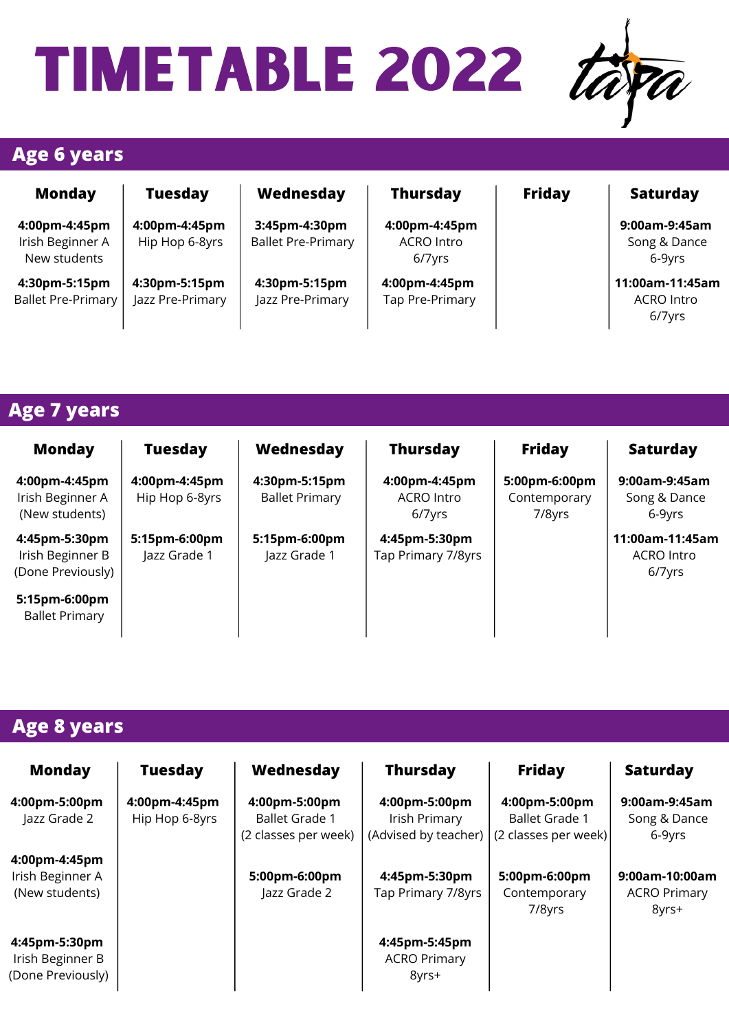# TIMETABLE 2022

tapa

## Age 6 years

| Monday | Tuesday | Wednesday | Thursday | Friday | Saturday |
|---|---|---|---|---|---|
| **4:00pm-4:45pm** Irish Beginner A New students | **4:00pm-4:45pm** Hip Hop 6-8yrs | **3:45pm-4:30pm** Ballet Pre-Primary | **4:00pm-4:45pm** ACRO Intro 6/7yrs | | **9:00am-9:45am** Song & Dance 6-9yrs |
| **4:30pm-5:15pm** Ballet Pre-Primary | **4:30pm-5:15pm** Jazz Pre-Primary | **4:30pm-5:15pm** Jazz Pre-Primary | **4:00pm-4:45pm** Tap Pre-Primary | | **11:00am-11:45am** ACRO Intro 6/7yrs |

## Age 7 years

| Monday | Tuesday | Wednesday | Thursday | Friday | Saturday |
|---|---|---|---|---|---|
| **4:00pm-4:45pm** Irish Beginner A (New students) | **4:00pm-4:45pm** Hip Hop 6-8yrs | **4:30pm-5:15pm** Ballet Primary | **4:00pm-4:45pm** ACRO Intro 6/7yrs | **5:00pm-6:00pm** Contemporary 7/8yrs | **9:00am-9:45am** Song & Dance 6-9yrs |
| **4:45pm-5:30pm** Irish Beginner B (Done Previously) | **5:15pm-6:00pm** Jazz Grade 1 | **5:15pm-6:00pm** Jazz Grade 1 | **4:45pm-5:30pm** Tap Primary 7/8yrs | | **11:00am-11:45am** ACRO Intro 6/7yrs |
| **5:15pm-6:00pm** Ballet Primary | | | | | |

## Age 8 years

| Monday | Tuesday | Wednesday | Thursday | Friday | Saturday |
|---|---|---|---|---|---|
| **4:00pm-5:00pm** Jazz Grade 2 | **4:00pm-4:45pm** Hip Hop 6-8yrs | **4:00pm-5:00pm** Ballet Grade 1 (2 classes per week) | **4:00pm-5:00pm** Irish Primary (Advised by teacher) | **4:00pm-5:00pm** Ballet Grade 1 (2 classes per week) | **9:00am-9:45am** Song & Dance 6-9yrs |
| **4:00pm-4:45pm** Irish Beginner A (New students) | | **5:00pm-6:00pm** Jazz Grade 2 | **4:45pm-5:30pm** Tap Primary 7/8yrs | **5:00pm-6:00pm** Contemporary 7/8yrs | **9:00am-10:00am** ACRO Primary 8yrs+ |
| **4:45pm-5:30pm** Irish Beginner B (Done Previously) | | | **4:45pm-5:45pm** ACRO Primary 8yrs+ | | |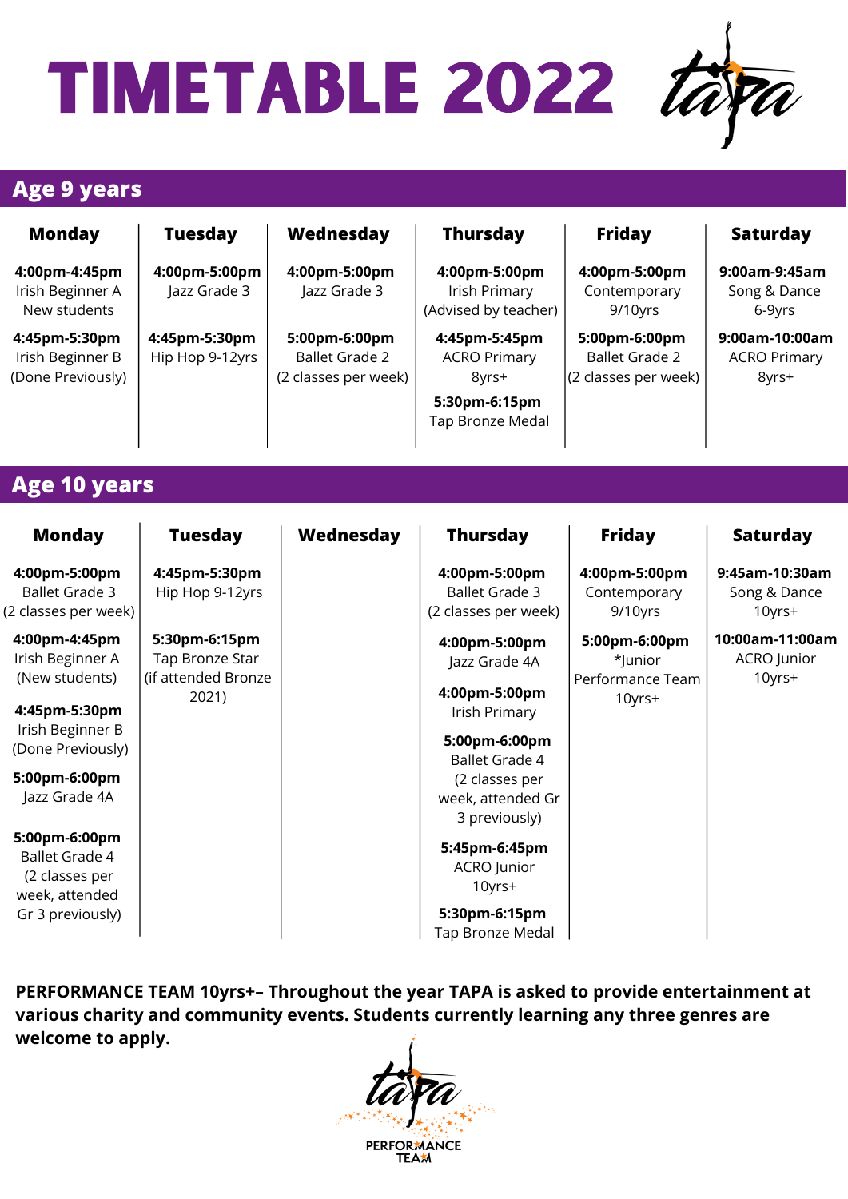# TIMETABLE 2022

## Age 9 years

| Monday | Tuesday | Wednesday | Thursday | Friday | Saturday |
|---|---|---|---|---|---|
| **4:00pm-4:45pm** Irish Beginner A New students | **4:00pm-5:00pm** Jazz Grade 3 | **4:00pm-5:00pm** Jazz Grade 3 | **4:00pm-5:00pm** Irish Primary (Advised by teacher) | **4:00pm-5:00pm** Contemporary 9/10yrs | **9:00am-9:45am** Song & Dance 6-9yrs |
| **4:45pm-5:30pm** Irish Beginner B (Done Previously) | **4:45pm-5:30pm** Hip Hop 9-12yrs | **5:00pm-6:00pm** Ballet Grade 2 (2 classes per week) | **4:45pm-5:45pm** ACRO Primary 8yrs+ | **5:00pm-6:00pm** Ballet Grade 2 (2 classes per week) | **9:00am-10:00am** ACRO Primary 8yrs+ |
| | | | **5:30pm-6:15pm** Tap Bronze Medal | | |

## Age 10 years

| Monday | Tuesday | Wednesday | Thursday | Friday | Saturday |
|---|---|---|---|---|---|
| **4:00pm-5:00pm** Ballet Grade 3 (2 classes per week) | **4:45pm-5:30pm** Hip Hop 9-12yrs | | **4:00pm-5:00pm** Ballet Grade 3 (2 classes per week) | **4:00pm-5:00pm** Contemporary 9/10yrs | **9:45am-10:30am** Song & Dance 10yrs+ |
| **4:00pm-4:45pm** Irish Beginner A (New students) | **5:30pm-6:15pm** Tap Bronze Star (if attended Bronze 2021) | | **4:00pm-5:00pm** Jazz Grade 4A | **5:00pm-6:00pm** *Junior Performance Team 10yrs+ | **10:00am-11:00am** ACRO Junior 10yrs+ |
| **4:45pm-5:30pm** Irish Beginner B (Done Previously) | | | **4:00pm-5:00pm** Irish Primary | | |
| **5:00pm-6:00pm** Jazz Grade 4A | | | **5:00pm-6:00pm** Ballet Grade 4 (2 classes per week, attended Gr 3 previously) | | |
| **5:00pm-6:00pm** Ballet Grade 4 (2 classes per week, attended Gr 3 previously) | | | **5:45pm-6:45pm** ACRO Junior 10yrs+ | | |
| | | | **5:30pm-6:15pm** Tap Bronze Medal | | |

**PERFORMANCE TEAM 10yrs+– Throughout the year TAPA is asked to provide entertainment at various charity and community events. Students currently learning any three genres are welcome to apply.**

PERFORMANCE TEAM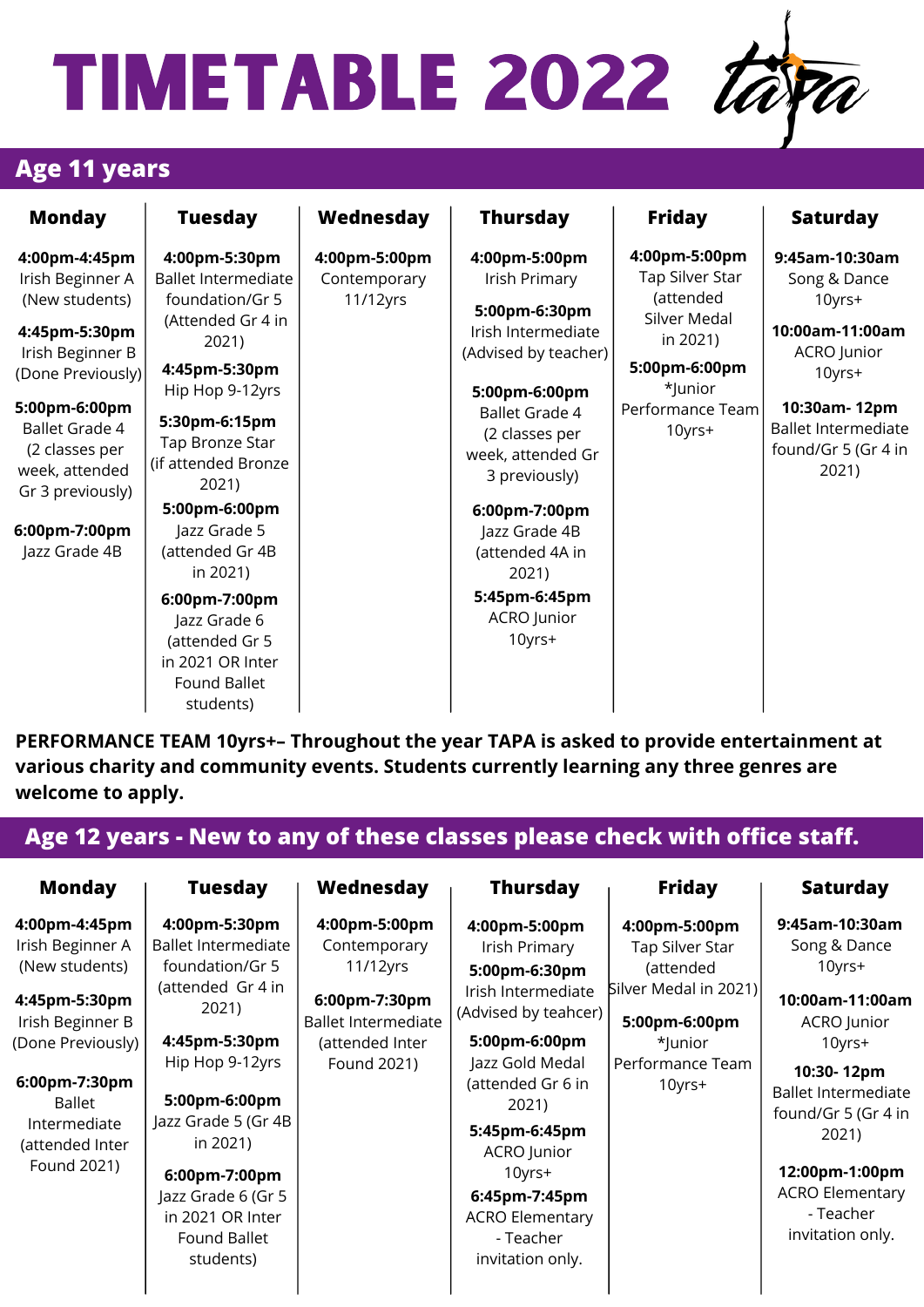# TIMETABLE 2022

TAPA

## Age 11 years

| Monday | Tuesday | Wednesday | Thursday | Friday | Saturday |
|---|---|---|---|---|---|
| **4:00pm-4:45pm** Irish Beginner A (New students) | **4:00pm-5:30pm** Ballet Intermediate foundation/Gr 5 (Attended Gr 4 in 2021) | **4:00pm-5:00pm** Contemporary 11/12yrs | **4:00pm-5:00pm** Irish Primary | **4:00pm-5:00pm** Tap Silver Star (attended Silver Medal in 2021) | **9:45am-10:30am** Song & Dance 10yrs+ |
| **4:45pm-5:30pm** Irish Beginner B (Done Previously) | **4:45pm-5:30pm** Hip Hop 9-12yrs | | **5:00pm-6:30pm** Irish Intermediate (Advised by teacher) | **5:00pm-6:00pm** *Junior Performance Team 10yrs+ | **10:00am-11:00am** ACRO Junior 10yrs+ |
| **5:00pm-6:00pm** Ballet Grade 4 (2 classes per week, attended Gr 3 previously) | **5:30pm-6:15pm** Tap Bronze Star (if attended Bronze 2021) | | **5:00pm-6:00pm** Ballet Grade 4 (2 classes per week, attended Gr 3 previously) | | **10:30am- 12pm** Ballet Intermediate found/Gr 5 (Gr 4 in 2021) |
| **6:00pm-7:00pm** Jazz Grade 4B | **5:00pm-6:00pm** Jazz Grade 5 (attended Gr 4B in 2021) | | **6:00pm-7:00pm** Jazz Grade 4B (attended 4A in 2021) | | |
| | **6:00pm-7:00pm** Jazz Grade 6 (attended Gr 5 in 2021 OR Inter Found Ballet students) | | **5:45pm-6:45pm** ACRO Junior 10yrs+ | | |

**PERFORMANCE TEAM 10yrs+– Throughout the year TAPA is asked to provide entertainment at various charity and community events. Students currently learning any three genres are welcome to apply.**

## Age 12 years - New to any of these classes please check with office staff.

| Monday | Tuesday | Wednesday | Thursday | Friday | Saturday |
|---|---|---|---|---|---|
| **4:00pm-4:45pm** Irish Beginner A (New students) | **4:00pm-5:30pm** Ballet Intermediate foundation/Gr 5 (attended Gr 4 in 2021) | **4:00pm-5:00pm** Contemporary 11/12yrs | **4:00pm-5:00pm** Irish Primary | **4:00pm-5:00pm** Tap Silver Star (attended Silver Medal in 2021) | **9:45am-10:30am** Song & Dance 10yrs+ |
| **4:45pm-5:30pm** Irish Beginner B (Done Previously) | **4:45pm-5:30pm** Hip Hop 9-12yrs | **6:00pm-7:30pm** Ballet Intermediate (attended Inter Found 2021) | **5:00pm-6:30pm** Irish Intermediate (Advised by teahcer) | **5:00pm-6:00pm** *Junior Performance Team 10yrs+ | **10:00am-11:00am** ACRO Junior 10yrs+ |
| **6:00pm-7:30pm** Ballet Intermediate (attended Inter Found 2021) | **5:00pm-6:00pm** Jazz Grade 5 (Gr 4B in 2021) | | **5:00pm-6:00pm** Jazz Gold Medal (attended Gr 6 in 2021) | | **10:30- 12pm** Ballet Intermediate found/Gr 5 (Gr 4 in 2021) |
| | **6:00pm-7:00pm** Jazz Grade 6 (Gr 5 in 2021 OR Inter Found Ballet students) | | **5:45pm-6:45pm** ACRO Junior 10yrs+ | | **12:00pm-1:00pm** ACRO Elementary - Teacher invitation only. |
| | | | **6:45pm-7:45pm** ACRO Elementary - Teacher invitation only. | | |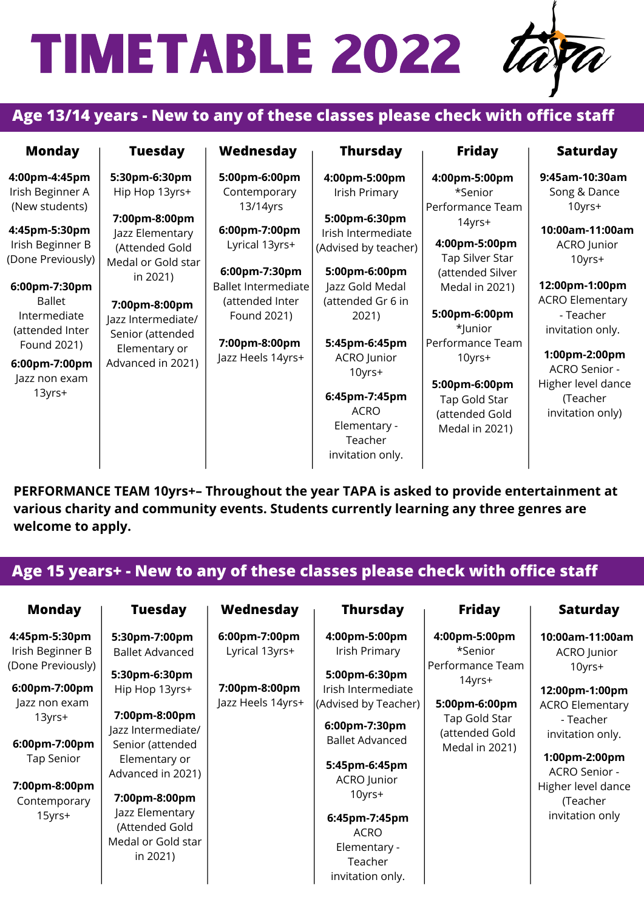# TIMETABLE 2022

tapa

## Age 13/14 years - New to any of these classes please check with office staff

| Monday | Tuesday | Wednesday | Thursday | Friday | Saturday |
|---|---|---|---|---|---|
| **4:00pm-4:45pm** Irish Beginner A (New students) | **5:30pm-6:30pm** Hip Hop 13yrs+ | **5:00pm-6:00pm** Contemporary 13/14yrs | **4:00pm-5:00pm** Irish Primary | **4:00pm-5:00pm** *Senior Performance Team 14yrs+ | **9:45am-10:30am** Song & Dance 10yrs+ |
| **4:45pm-5:30pm** Irish Beginner B (Done Previously) | **7:00pm-8:00pm** Jazz Elementary (Attended Gold Medal or Gold star in 2021) | **6:00pm-7:00pm** Lyrical 13yrs+ | **5:00pm-6:30pm** Irish Intermediate (Advised by teacher) | **4:00pm-5:00pm** Tap Silver Star (attended Silver Medal in 2021) | **10:00am-11:00am** ACRO Junior 10yrs+ |
| **6:00pm-7:30pm** Ballet Intermediate (attended Inter Found 2021) | **7:00pm-8:00pm** Jazz Intermediate/ Senior (attended Elementary or Advanced in 2021) | **6:00pm-7:30pm** Ballet Intermediate (attended Inter Found 2021) | **5:00pm-6:00pm** Jazz Gold Medal (attended Gr 6 in 2021) | **5:00pm-6:00pm** *Junior Performance Team 10yrs+ | **12:00pm-1:00pm** ACRO Elementary - Teacher invitation only. |
| **6:00pm-7:00pm** Jazz non exam 13yrs+ | | **7:00pm-8:00pm** Jazz Heels 14yrs+ | **5:45pm-6:45pm** ACRO Junior 10yrs+ | **5:00pm-6:00pm** Tap Gold Star (attended Gold Medal in 2021) | **1:00pm-2:00pm** ACRO Senior - Higher level dance (Teacher invitation only) |
| | | | **6:45pm-7:45pm** ACRO Elementary - Teacher invitation only. | | |

**PERFORMANCE TEAM 10yrs+– Throughout the year TAPA is asked to provide entertainment at various charity and community events. Students currently learning any three genres are welcome to apply.**

## Age 15 years+ - New to any of these classes please check with office staff

| Monday | Tuesday | Wednesday | Thursday | Friday | Saturday |
|---|---|---|---|---|---|
| **4:45pm-5:30pm** Irish Beginner B (Done Previously) | **5:30pm-7:00pm** Ballet Advanced | **6:00pm-7:00pm** Lyrical 13yrs+ | **4:00pm-5:00pm** Irish Primary | **4:00pm-5:00pm** *Senior Performance Team 14yrs+ | **10:00am-11:00am** ACRO Junior 10yrs+ |
| **6:00pm-7:00pm** Jazz non exam 13yrs+ | **5:30pm-6:30pm** Hip Hop 13yrs+ | **7:00pm-8:00pm** Jazz Heels 14yrs+ | **5:00pm-6:30pm** Irish Intermediate (Advised by Teacher) | **5:00pm-6:00pm** Tap Gold Star (attended Gold Medal in 2021) | **12:00pm-1:00pm** ACRO Elementary - Teacher invitation only. |
| **6:00pm-7:00pm** Tap Senior | **7:00pm-8:00pm** Jazz Intermediate/ Senior (attended Elementary or Advanced in 2021) | | **6:00pm-7:30pm** Ballet Advanced | | **1:00pm-2:00pm** ACRO Senior - Higher level dance (Teacher invitation only |
| **7:00pm-8:00pm** Contemporary 15yrs+ | **7:00pm-8:00pm** Jazz Elementary (Attended Gold Medal or Gold star in 2021) | | **5:45pm-6:45pm** ACRO Junior 10yrs+ | | |
| | | | **6:45pm-7:45pm** ACRO Elementary - Teacher invitation only. | | |